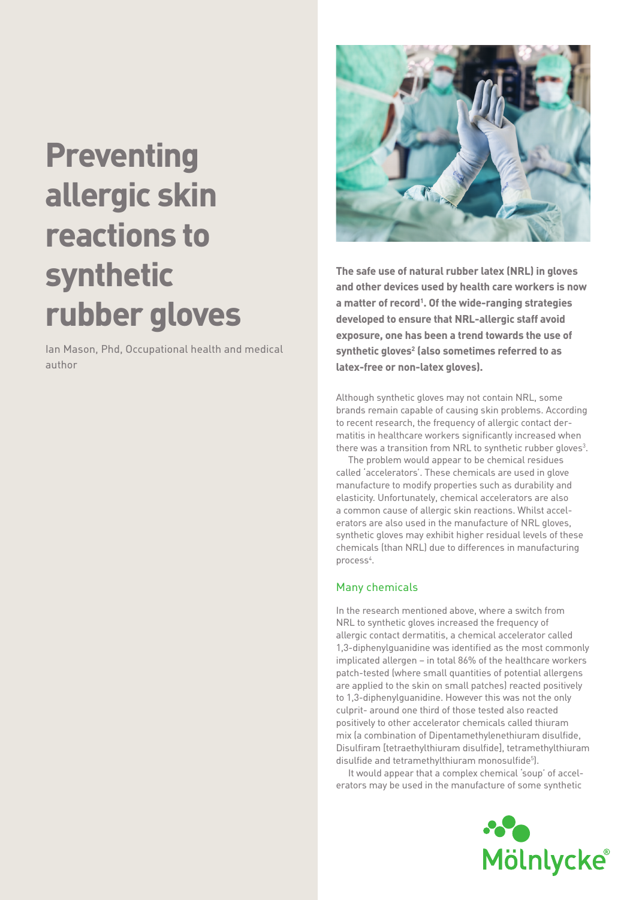# Preventing allergic skin reactions to synthetic rubber gloves

Ian Mason, Phd, Occupational health and medical author

**The safe use of natural rubber latex (NRL) in gloves and other devices used by health care workers is now a matter of record[1]. Of the wide-ranging strategies developed to ensure that NRL-allergic staff avoid exposure, one has been a trend towards the use of synthetic gloves[2] (also sometimes referred to as latex-free or non-latex gloves).**

Although synthetic gloves may not contain NRL, some brands remain capable of causing skin problems. According to recent research, the frequency of allergic contact dermatitis in healthcare workers significantly increased when there was a transition from NRL to synthetic rubber gloves[3].

The problem would appear to be chemical residues called 'accelerators'. These chemicals are used in glove manufacture to modify properties such as durability and elasticity. Unfortunately, chemical accelerators are also a common cause of allergic skin reactions. Whilst accelerators are also used in the manufacture of NRL gloves, synthetic gloves may exhibit higher residual levels of these chemicals (than NRL) due to differences in manufacturing process[4].

## Many chemicals

In the research mentioned above, where a switch from NRL to synthetic gloves increased the frequency of allergic contact dermatitis, a chemical accelerator called 1,3-diphenylguanidine was identified as the most commonly implicated allergen – in total 86% of the healthcare workers patch-tested (where small quantities of potential allergens are applied to the skin on small patches) reacted positively to 1,3-diphenylguanidine. However this was not the only culprit- around one third of those tested also reacted positively to other accelerator chemicals called thiuram mix (a combination of Dipentamethylenethiuram disulfide, Disulfiram [tetraethylthiuram disulfide], tetramethylthiuram disulfide and tetramethylthiuram monosulfide[5]).

It would appear that a complex chemical 'soup' of accelerators may be used in the manufacture of some synthetic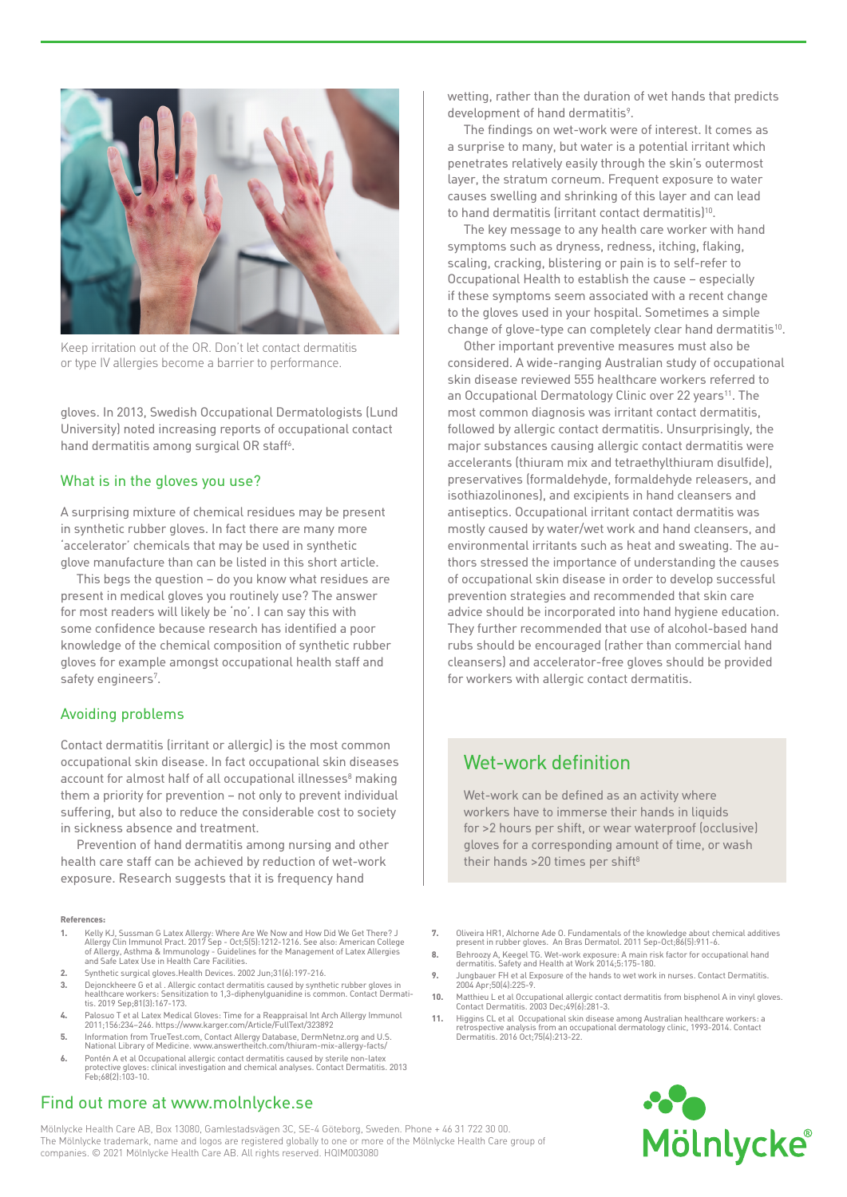Keep irritation out of the OR. Don't let contact dermatitis or type IV allergies become a barrier to performance.

gloves. In 2013, Swedish Occupational Dermatologists (Lund University) noted increasing reports of occupational contact hand dermatitis among surgical OR staff[6].

## What is in the gloves you use?

A surprising mixture of chemical residues may be present in synthetic rubber gloves. In fact there are many more 'accelerator' chemicals that may be used in synthetic glove manufacture than can be listed in this short article.

This begs the question – do you know what residues are present in medical gloves you routinely use? The answer for most readers will likely be 'no'. I can say this with some confidence because research has identified a poor knowledge of the chemical composition of synthetic rubber gloves for example amongst occupational health staff and safety engineers[7].

## Avoiding problems

Contact dermatitis (irritant or allergic) is the most common occupational skin disease. In fact occupational skin diseases account for almost half of all occupational illnesses[8] making them a priority for prevention – not only to prevent individual suffering, but also to reduce the considerable cost to society in sickness absence and treatment.

Prevention of hand dermatitis among nursing and other health care staff can be achieved by reduction of wet-work exposure. Research suggests that it is frequency hand wetting, rather than the duration of wet hands that predicts development of hand dermatitis[9].

The findings on wet-work were of interest. It comes as a surprise to many, but water is a potential irritant which penetrates relatively easily through the skin's outermost layer, the stratum corneum. Frequent exposure to water causes swelling and shrinking of this layer and can lead to hand dermatitis (irritant contact dermatitis)[10].

The key message to any health care worker with hand symptoms such as dryness, redness, itching, flaking, scaling, cracking, blistering or pain is to self-refer to Occupational Health to establish the cause – especially if these symptoms seem associated with a recent change to the gloves used in your hospital. Sometimes a simple change of glove-type can completely clear hand dermatitis[10].

Other important preventive measures must also be considered. A wide-ranging Australian study of occupational skin disease reviewed 555 healthcare workers referred to an Occupational Dermatology Clinic over 22 years[11]. The most common diagnosis was irritant contact dermatitis, followed by allergic contact dermatitis. Unsurprisingly, the major substances causing allergic contact dermatitis were accelerants (thiuram mix and tetraethylthiuram disulfide), preservatives (formaldehyde, formaldehyde releasers, and isothiazolinones), and excipients in hand cleansers and antiseptics. Occupational irritant contact dermatitis was mostly caused by water/wet work and hand cleansers, and environmental irritants such as heat and sweating. The authors stressed the importance of understanding the causes of occupational skin disease in order to develop successful prevention strategies and recommended that skin care advice should be incorporated into hand hygiene education. They further recommended that use of alcohol-based hand rubs should be encouraged (rather than commercial hand cleansers) and accelerator-free gloves should be provided for workers with allergic contact dermatitis.

## Wet-work definition

Wet-work can be defined as an activity where workers have to immerse their hands in liquids for >2 hours per shift, or wear waterproof (occlusive) gloves for a corresponding amount of time, or wash their hands >20 times per shift[8]

**References:**

1. Kelly KJ, Sussman G Latex Allergy: Where Are We Now and How Did We Get There? J Allergy Clin Immunol Pract. 2017 Sep - Oct;5(5):1212-1216. See also: American College of Allergy, Asthma & Immunology - Guidelines for the Management of Latex Allergies and Safe Latex Use in Health Care Facilities.
2. Synthetic surgical gloves.Health Devices. 2002 Jun;31(6):197-216.
3. Dejonckheere G et al . Allergic contact dermatitis caused by synthetic rubber gloves in healthcare workers: Sensitization to 1,3-diphenylguanidine is common. Contact Dermatitis. 2019 Sep;81(3):167-173.
4. Palosuo T et al Latex Medical Gloves: Time for a Reappraisal Int Arch Allergy Immunol 2011;156:234–246. https://www.karger.com/Article/FullText/323892
5. Information from TrueTest.com, Contact Allergy Database, DermNetnz.org and U.S. National Library of Medicine. www.answertheitch.com/thiuram-mix-allergy-facts/
6. Pontén A et al Occupational allergic contact dermatitis caused by sterile non-latex protective gloves: clinical investigation and chemical analyses. Contact Dermatitis. 2013 Feb;68(2):103-10.
7. Oliveira HR1, Alchorne Ade O. Fundamentals of the knowledge about chemical additives present in rubber gloves. An Bras Dermatol. 2011 Sep-Oct;86(5):911-6.
8. Behroozy A, Keegel TG. Wet-work exposure: A main risk factor for occupational hand dermatitis. Safety and Health at Work 2014;5:175-180.
9. Jungbauer FH et al Exposure of the hands to wet work in nurses. Contact Dermatitis. 2004 Apr;50(4):225-9.
10. Matthieu L et al Occupational allergic contact dermatitis from bisphenol A in vinyl gloves. Contact Dermatitis. 2003 Dec;49(6):281-3.
11. Higgins CL et al Occupational skin disease among Australian healthcare workers: a retrospective analysis from an occupational dermatology clinic, 1993-2014. Contact Dermatitis. 2016 Oct;75(4):213-22.

## Find out more at www.molnlycke.se

Mölnlycke Health Care AB, Box 13080, Gamlestadsvägen 3C, SE-4 Göteborg, Sweden. Phone + 46 31 722 30 00. The Mölnlycke trademark, name and logos are registered globally to one or more of the Mölnlycke Health Care group of companies. © 2021 Mölnlycke Health Care AB. All rights reserved. HQIM003080

Mölnlycke®